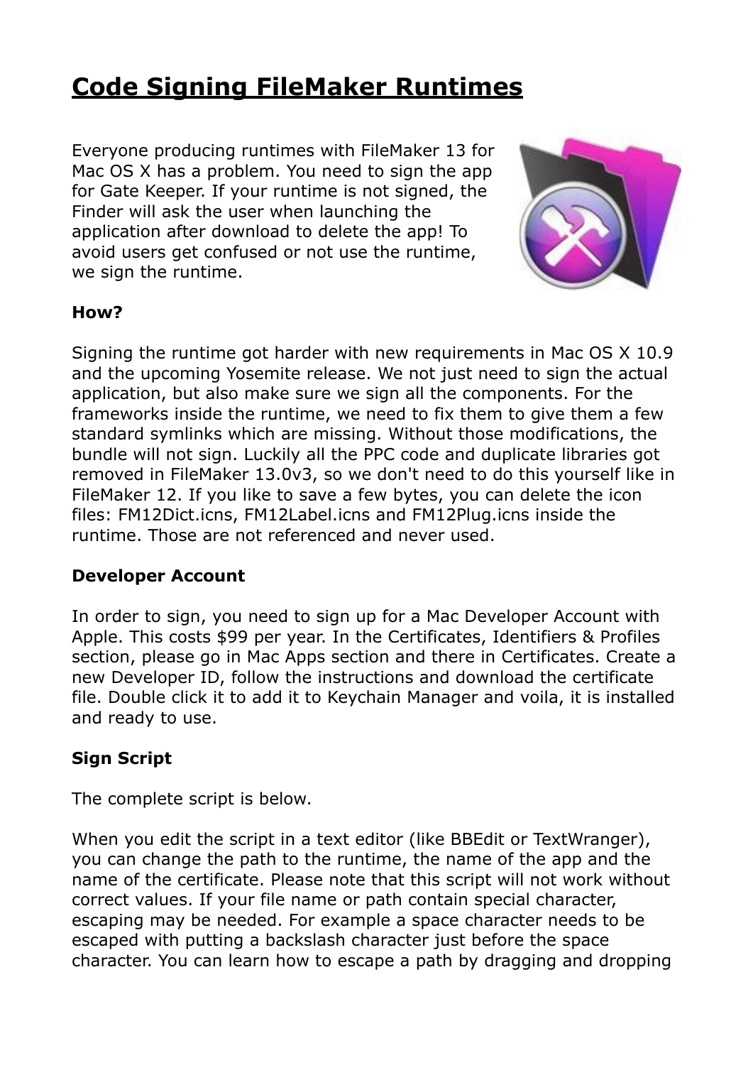# Code Signing FileMaker Runtimes

Everyone producing runtimes with FileMaker 13 for Mac OS X has a problem. You need to sign the app for Gate Keeper. If your runtime is not signed, the Finder will ask the user when launching the application after download to delete the app! To avoid users get confused or not use the runtime, we sign the runtime.

**How?**

Signing the runtime got harder with new requirements in Mac OS X 10.9 and the upcoming Yosemite release. We not just need to sign the actual application, but also make sure we sign all the components. For the frameworks inside the runtime, we need to fix them to give them a few standard symlinks which are missing. Without those modifications, the bundle will not sign. Luckily all the PPC code and duplicate libraries got removed in FileMaker 13.0v3, so we don't need to do this yourself like in FileMaker 12. If you like to save a few bytes, you can delete the icon files: FM12Dict.icns, FM12Label.icns and FM12Plug.icns inside the runtime. Those are not referenced and never used.

**Developer Account**

In order to sign, you need to sign up for a Mac Developer Account with Apple. This costs $99 per year. In the Certificates, Identifiers & Profiles section, please go in Mac Apps section and there in Certificates. Create a new Developer ID, follow the instructions and download the certificate file. Double click it to add it to Keychain Manager and voila, it is installed and ready to use.

**Sign Script**

The complete script is below.

When you edit the script in a text editor (like BBEdit or TextWrangler), you can change the path to the runtime, the name of the app and the name of the certificate. Please note that this script will not work without correct values. If your file name or path contain special character, escaping may be needed. For example a space character needs to be escaped with putting a backslash character just before the space character. You can learn how to escape a path by dragging and dropping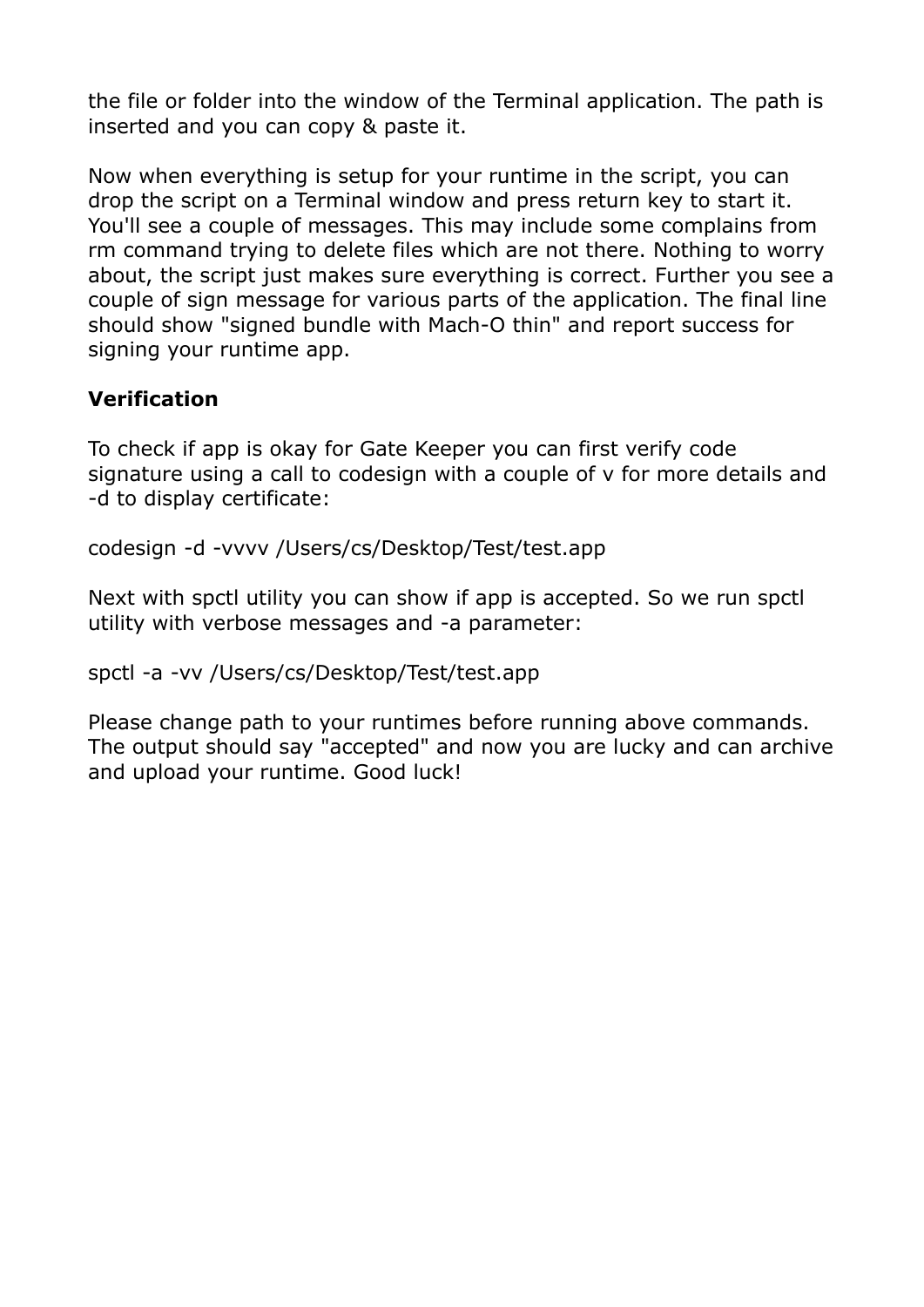the file or folder into the window of the Terminal application. The path is inserted and you can copy & paste it.

Now when everything is setup for your runtime in the script, you can drop the script on a Terminal window and press return key to start it. You'll see a couple of messages. This may include some complains from rm command trying to delete files which are not there. Nothing to worry about, the script just makes sure everything is correct. Further you see a couple of sign message for various parts of the application. The final line should show "signed bundle with Mach-O thin" and report success for signing your runtime app.

**Verification**

To check if app is okay for Gate Keeper you can first verify code signature using a call to codesign with a couple of v for more details and -d to display certificate:

codesign -d -vvvv /Users/cs/Desktop/Test/test.app

Next with spctl utility you can show if app is accepted. So we run spctl utility with verbose messages and -a parameter:

spctl -a -vv /Users/cs/Desktop/Test/test.app

Please change path to your runtimes before running above commands. The output should say "accepted" and now you are lucky and can archive and upload your runtime. Good luck!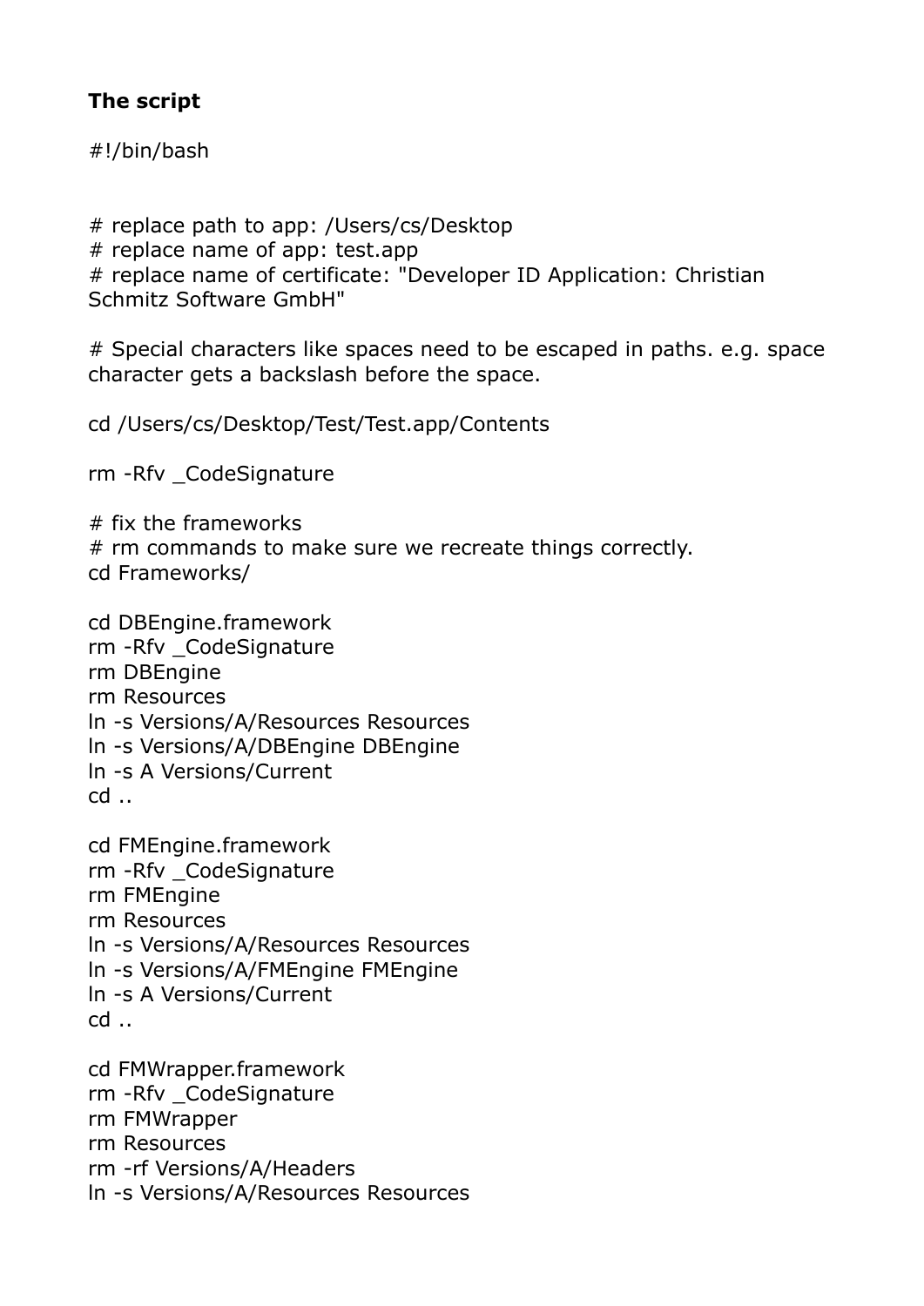**The script**

```
#!/bin/bash


# replace path to app: /Users/cs/Desktop
# replace name of app: test.app
# replace name of certificate: "Developer ID Application: Christian Schmitz Software GmbH"

# Special characters like spaces need to be escaped in paths. e.g. space character gets a backslash before the space.

cd /Users/cs/Desktop/Test/Test.app/Contents

rm -Rfv _CodeSignature

# fix the frameworks
# rm commands to make sure we recreate things correctly.
cd Frameworks/

cd DBEngine.framework
rm -Rfv _CodeSignature
rm DBEngine
rm Resources
ln -s Versions/A/Resources Resources
ln -s Versions/A/DBEngine DBEngine
ln -s A Versions/Current
cd ..

cd FMEngine.framework
rm -Rfv _CodeSignature
rm FMEngine
rm Resources
ln -s Versions/A/Resources Resources
ln -s Versions/A/FMEngine FMEngine
ln -s A Versions/Current
cd ..

cd FMWrapper.framework
rm -Rfv _CodeSignature
rm FMWrapper
rm Resources
rm -rf Versions/A/Headers
ln -s Versions/A/Resources Resources
```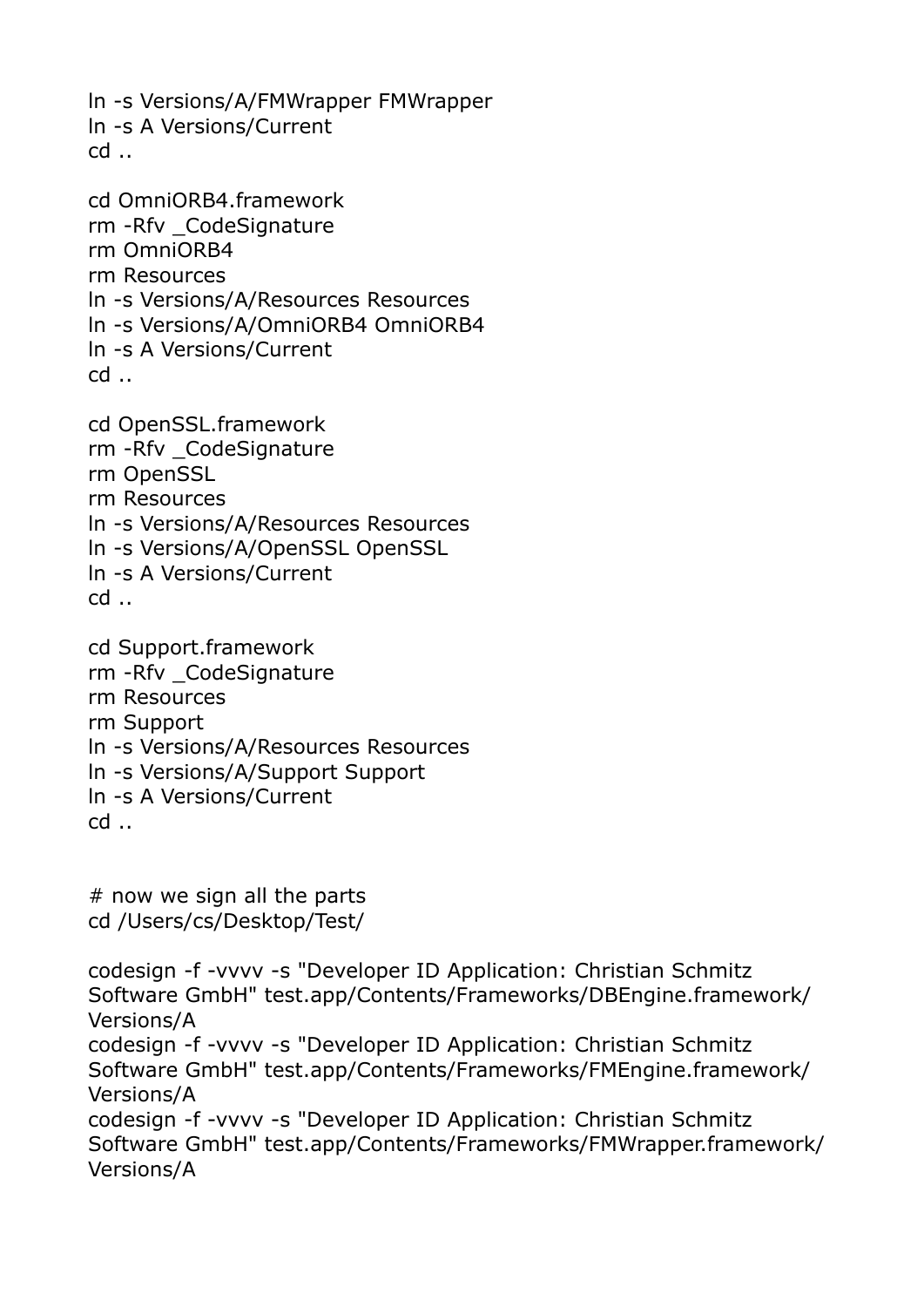```
ln -s Versions/A/FMWrapper FMWrapper
ln -s A Versions/Current
cd ..

cd OmniORB4.framework
rm -Rfv _CodeSignature
rm OmniORB4
rm Resources
ln -s Versions/A/Resources Resources
ln -s Versions/A/OmniORB4 OmniORB4
ln -s A Versions/Current
cd ..

cd OpenSSL.framework
rm -Rfv _CodeSignature
rm OpenSSL
rm Resources
ln -s Versions/A/Resources Resources
ln -s Versions/A/OpenSSL OpenSSL
ln -s A Versions/Current
cd ..

cd Support.framework
rm -Rfv _CodeSignature
rm Resources
rm Support
ln -s Versions/A/Resources Resources
ln -s Versions/A/Support Support
ln -s A Versions/Current
cd ..


# now we sign all the parts
cd /Users/cs/Desktop/Test/

codesign -f -vvvv -s "Developer ID Application: Christian Schmitz Software GmbH" test.app/Contents/Frameworks/DBEngine.framework/Versions/A
codesign -f -vvvv -s "Developer ID Application: Christian Schmitz Software GmbH" test.app/Contents/Frameworks/FMEngine.framework/Versions/A
codesign -f -vvvv -s "Developer ID Application: Christian Schmitz Software GmbH" test.app/Contents/Frameworks/FMWrapper.framework/Versions/A
```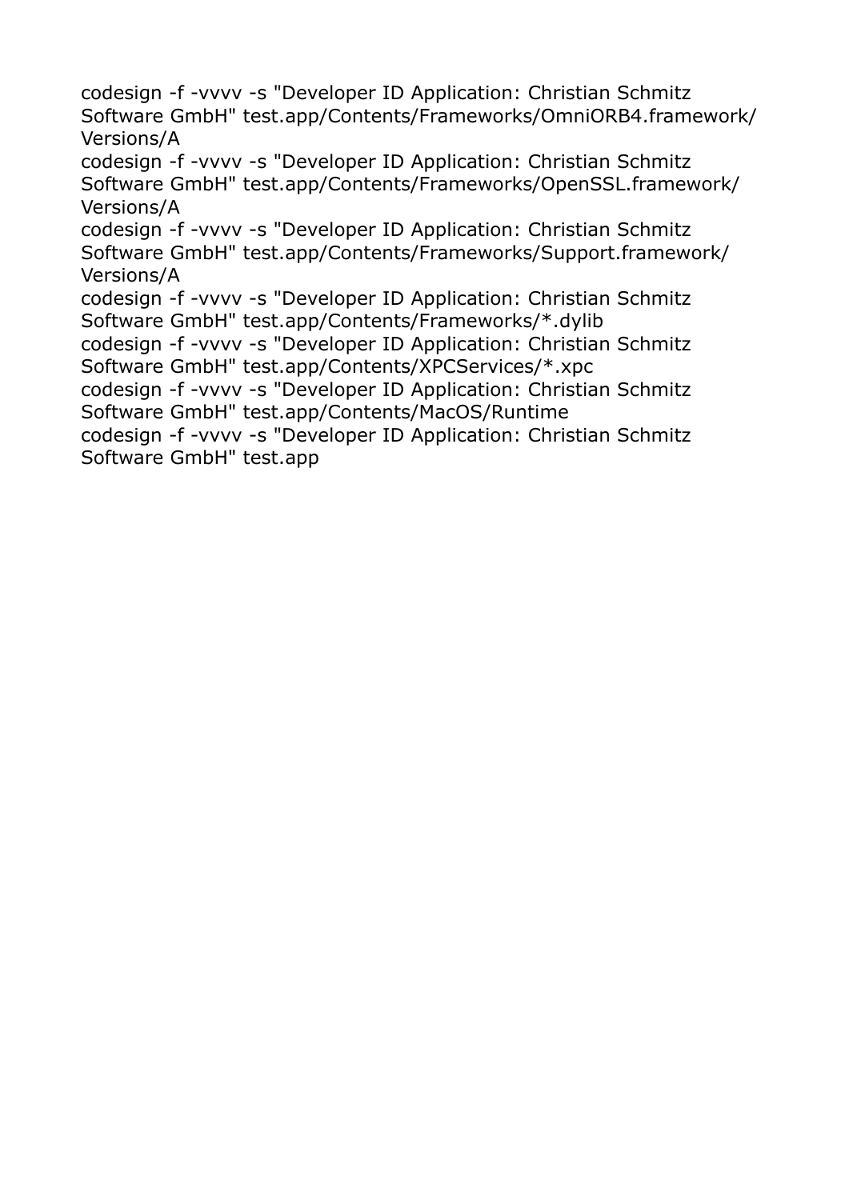```
codesign -f -vvvv -s "Developer ID Application: Christian Schmitz Software GmbH" test.app/Contents/Frameworks/OmniORB4.framework/Versions/A
codesign -f -vvvv -s "Developer ID Application: Christian Schmitz Software GmbH" test.app/Contents/Frameworks/OpenSSL.framework/Versions/A
codesign -f -vvvv -s "Developer ID Application: Christian Schmitz Software GmbH" test.app/Contents/Frameworks/Support.framework/Versions/A
codesign -f -vvvv -s "Developer ID Application: Christian Schmitz Software GmbH" test.app/Contents/Frameworks/*.dylib
codesign -f -vvvv -s "Developer ID Application: Christian Schmitz Software GmbH" test.app/Contents/XPCServices/*.xpc
codesign -f -vvvv -s "Developer ID Application: Christian Schmitz Software GmbH" test.app/Contents/MacOS/Runtime
codesign -f -vvvv -s "Developer ID Application: Christian Schmitz Software GmbH" test.app
```